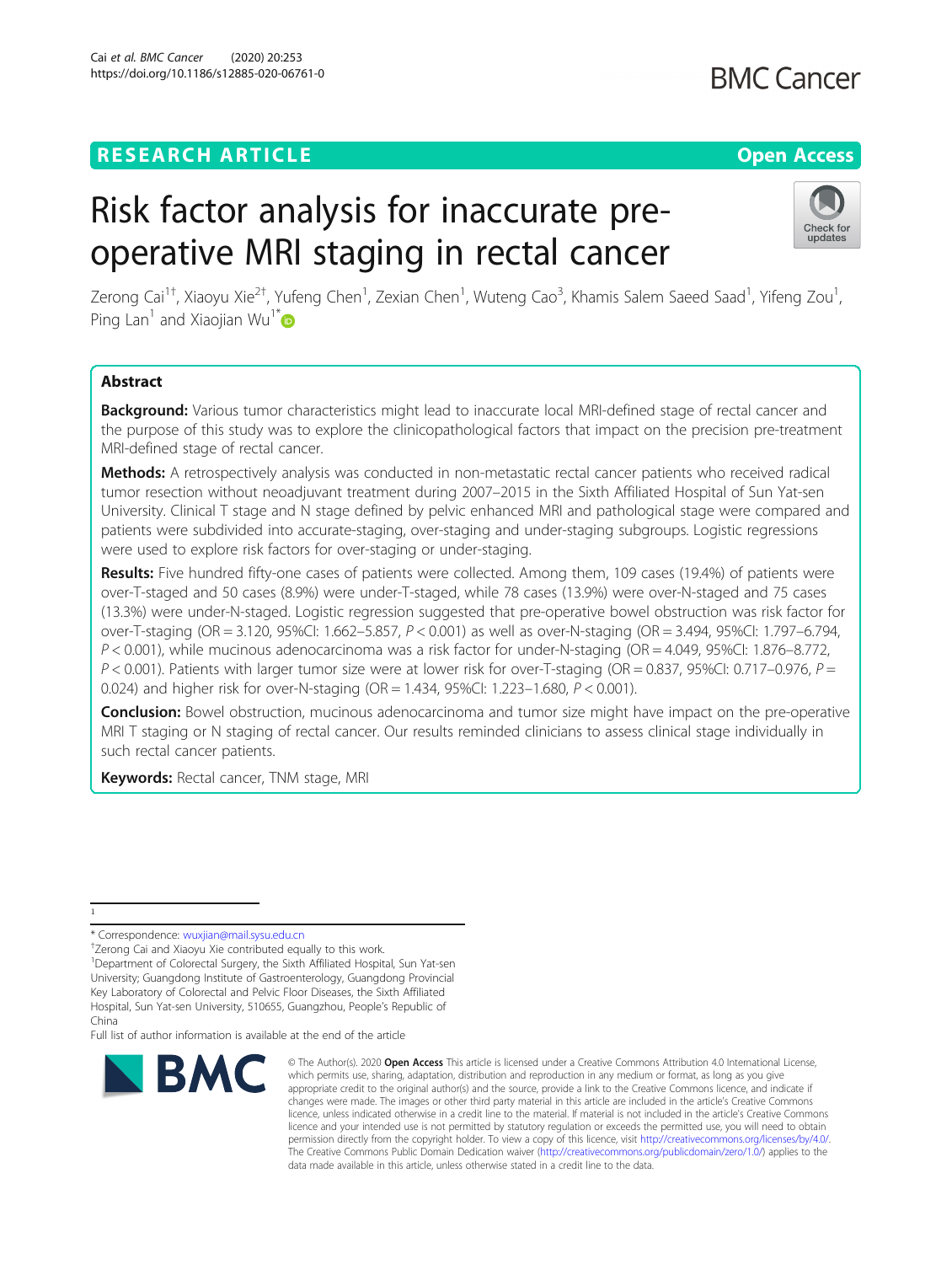RESEARCH ARTICLE

Open Access

# Risk factor analysis for inaccurate pre-operative MRI staging in rectal cancer

Zerong Cai[1†], Xiaoyu Xie[2†], Yufeng Chen[1], Zexian Chen[1], Wuteng Cao[3], Khamis Salem Saeed Saad[1], Yifeng Zou[1], Ping Lan[1] and Xiaojian Wu[1*]

## Abstract

**Background:** Various tumor characteristics might lead to inaccurate local MRI-defined stage of rectal cancer and the purpose of this study was to explore the clinicopathological factors that impact on the precision pre-treatment MRI-defined stage of rectal cancer.

**Methods:** A retrospectively analysis was conducted in non-metastatic rectal cancer patients who received radical tumor resection without neoadjuvant treatment during 2007–2015 in the Sixth Affiliated Hospital of Sun Yat-sen University. Clinical T stage and N stage defined by pelvic enhanced MRI and pathological stage were compared and patients were subdivided into accurate-staging, over-staging and under-staging subgroups. Logistic regressions were used to explore risk factors for over-staging or under-staging.

**Results:** Five hundred fifty-one cases of patients were collected. Among them, 109 cases (19.4%) of patients were over-T-staged and 50 cases (8.9%) were under-T-staged, while 78 cases (13.9%) were over-N-staged and 75 cases (13.3%) were under-N-staged. Logistic regression suggested that pre-operative bowel obstruction was risk factor for over-T-staging (OR = 3.120, 95%CI: 1.662–5.857, $P < 0.001$) as well as over-N-staging (OR = 3.494, 95%CI: 1.797–6.794, $P < 0.001$), while mucinous adenocarcinoma was a risk factor for under-N-staging (OR = 4.049, 95%CI: 1.876–8.772, $P < 0.001$). Patients with larger tumor size were at lower risk for over-T-staging (OR = 0.837, 95%CI: 0.717–0.976, $P = 0.024$) and higher risk for over-N-staging (OR = 1.434, 95%CI: 1.223–1.680, $P < 0.001$).

**Conclusion:** Bowel obstruction, mucinous adenocarcinoma and tumor size might have impact on the pre-operative MRI T staging or N staging of rectal cancer. Our results reminded clinicians to assess clinical stage individually in such rectal cancer patients.

**Keywords:** Rectal cancer, TNM stage, MRI

---

\* Correspondence: wuxjian@mail.sysu.edu.cn

†Zerong Cai and Xiaoyu Xie contributed equally to this work.

[1]Department of Colorectal Surgery, the Sixth Affiliated Hospital, Sun Yat-sen University; Guangdong Institute of Gastroenterology, Guangdong Provincial Key Laboratory of Colorectal and Pelvic Floor Diseases, the Sixth Affiliated Hospital, Sun Yat-sen University, 510655, Guangzhou, People's Republic of China

Full list of author information is available at the end of the article

© The Author(s). 2020 **Open Access** This article is licensed under a Creative Commons Attribution 4.0 International License, which permits use, sharing, adaptation, distribution and reproduction in any medium or format, as long as you give appropriate credit to the original author(s) and the source, provide a link to the Creative Commons licence, and indicate if changes were made. The images or other third party material in this article are included in the article's Creative Commons licence, unless indicated otherwise in a credit line to the material. If material is not included in the article's Creative Commons licence and your intended use is not permitted by statutory regulation or exceeds the permitted use, you will need to obtain permission directly from the copyright holder. To view a copy of this licence, visit http://creativecommons.org/licenses/by/4.0/. The Creative Commons Public Domain Dedication waiver (http://creativecommons.org/publicdomain/zero/1.0/) applies to the data made available in this article, unless otherwise stated in a credit line to the data.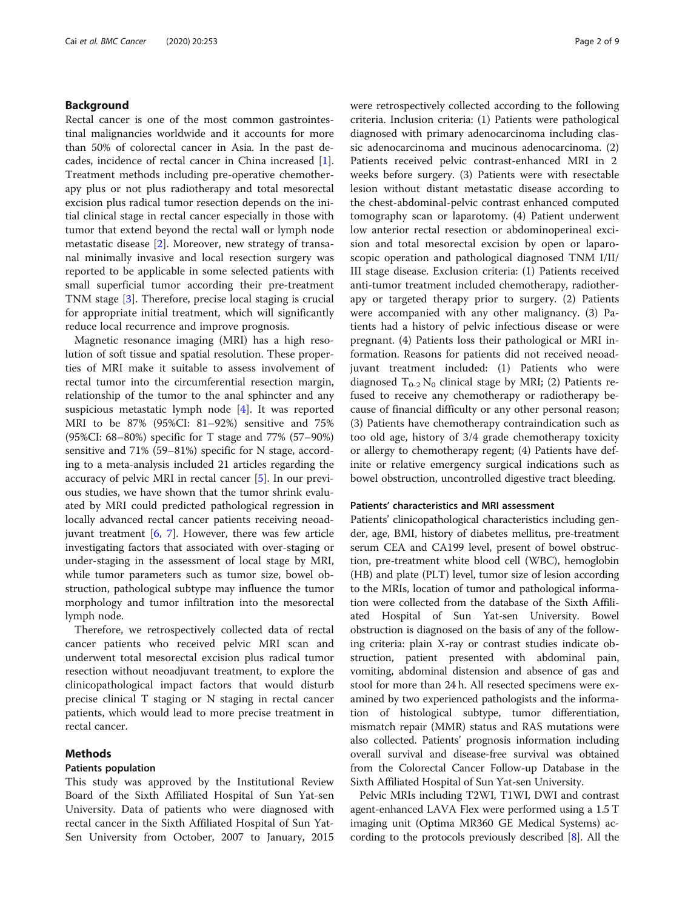## Background

Rectal cancer is one of the most common gastrointestinal malignancies worldwide and it accounts for more than 50% of colorectal cancer in Asia. In the past decades, incidence of rectal cancer in China increased [1]. Treatment methods including pre-operative chemotherapy plus or not plus radiotherapy and total mesorectal excision plus radical tumor resection depends on the initial clinical stage in rectal cancer especially in those with tumor that extend beyond the rectal wall or lymph node metastatic disease [2]. Moreover, new strategy of transanal minimally invasive and local resection surgery was reported to be applicable in some selected patients with small superficial tumor according their pre-treatment TNM stage [3]. Therefore, precise local staging is crucial for appropriate initial treatment, which will significantly reduce local recurrence and improve prognosis.

Magnetic resonance imaging (MRI) has a high resolution of soft tissue and spatial resolution. These properties of MRI make it suitable to assess involvement of rectal tumor into the circumferential resection margin, relationship of the tumor to the anal sphincter and any suspicious metastatic lymph node [4]. It was reported MRI to be 87% (95%CI: 81–92%) sensitive and 75% (95%CI: 68–80%) specific for T stage and 77% (57–90%) sensitive and 71% (59–81%) specific for N stage, according to a meta-analysis included 21 articles regarding the accuracy of pelvic MRI in rectal cancer [5]. In our previous studies, we have shown that the tumor shrink evaluated by MRI could predicted pathological regression in locally advanced rectal cancer patients receiving neoadjuvant treatment [6, 7]. However, there was few article investigating factors that associated with over-staging or under-staging in the assessment of local stage by MRI, while tumor parameters such as tumor size, bowel obstruction, pathological subtype may influence the tumor morphology and tumor infiltration into the mesorectal lymph node.

Therefore, we retrospectively collected data of rectal cancer patients who received pelvic MRI scan and underwent total mesorectal excision plus radical tumor resection without neoadjuvant treatment, to explore the clinicopathological impact factors that would disturb precise clinical T staging or N staging in rectal cancer patients, which would lead to more precise treatment in rectal cancer.

## Methods

### Patients population

This study was approved by the Institutional Review Board of the Sixth Affiliated Hospital of Sun Yat-sen University. Data of patients who were diagnosed with rectal cancer in the Sixth Affiliated Hospital of Sun Yat-Sen University from October, 2007 to January, 2015 were retrospectively collected according to the following criteria. Inclusion criteria: (1) Patients were pathological diagnosed with primary adenocarcinoma including classic adenocarcinoma and mucinous adenocarcinoma. (2) Patients received pelvic contrast-enhanced MRI in 2 weeks before surgery. (3) Patients were with resectable lesion without distant metastatic disease according to the chest-abdominal-pelvic contrast enhanced computed tomography scan or laparotomy. (4) Patient underwent low anterior rectal resection or abdominoperineal excision and total mesorectal excision by open or laparoscopic operation and pathological diagnosed TNM I/II/III stage disease. Exclusion criteria: (1) Patients received anti-tumor treatment included chemotherapy, radiotherapy or targeted therapy prior to surgery. (2) Patients were accompanied with any other malignancy. (3) Patients had a history of pelvic infectious disease or were pregnant. (4) Patients loss their pathological or MRI information. Reasons for patients did not received neoadjuvant treatment included: (1) Patients who were diagnosed $T_{0-2}N_0$ clinical stage by MRI; (2) Patients refused to receive any chemotherapy or radiotherapy because of financial difficulty or any other personal reason; (3) Patients have chemotherapy contraindication such as too old age, history of 3/4 grade chemotherapy toxicity or allergy to chemotherapy regent; (4) Patients have definite or relative emergency surgical indications such as bowel obstruction, uncontrolled digestive tract bleeding.

### Patients' characteristics and MRI assessment

Patients' clinicopathological characteristics including gender, age, BMI, history of diabetes mellitus, pre-treatment serum CEA and CA199 level, present of bowel obstruction, pre-treatment white blood cell (WBC), hemoglobin (HB) and plate (PLT) level, tumor size of lesion according to the MRIs, location of tumor and pathological information were collected from the database of the Sixth Affiliated Hospital of Sun Yat-sen University. Bowel obstruction is diagnosed on the basis of any of the following criteria: plain X-ray or contrast studies indicate obstruction, patient presented with abdominal pain, vomiting, abdominal distension and absence of gas and stool for more than 24 h. All resected specimens were examined by two experienced pathologists and the information of histological subtype, tumor differentiation, mismatch repair (MMR) status and RAS mutations were also collected. Patients' prognosis information including overall survival and disease-free survival was obtained from the Colorectal Cancer Follow-up Database in the Sixth Affiliated Hospital of Sun Yat-sen University.

Pelvic MRIs including T2WI, T1WI, DWI and contrast agent-enhanced LAVA Flex were performed using a 1.5 T imaging unit (Optima MR360 GE Medical Systems) according to the protocols previously described [8]. All the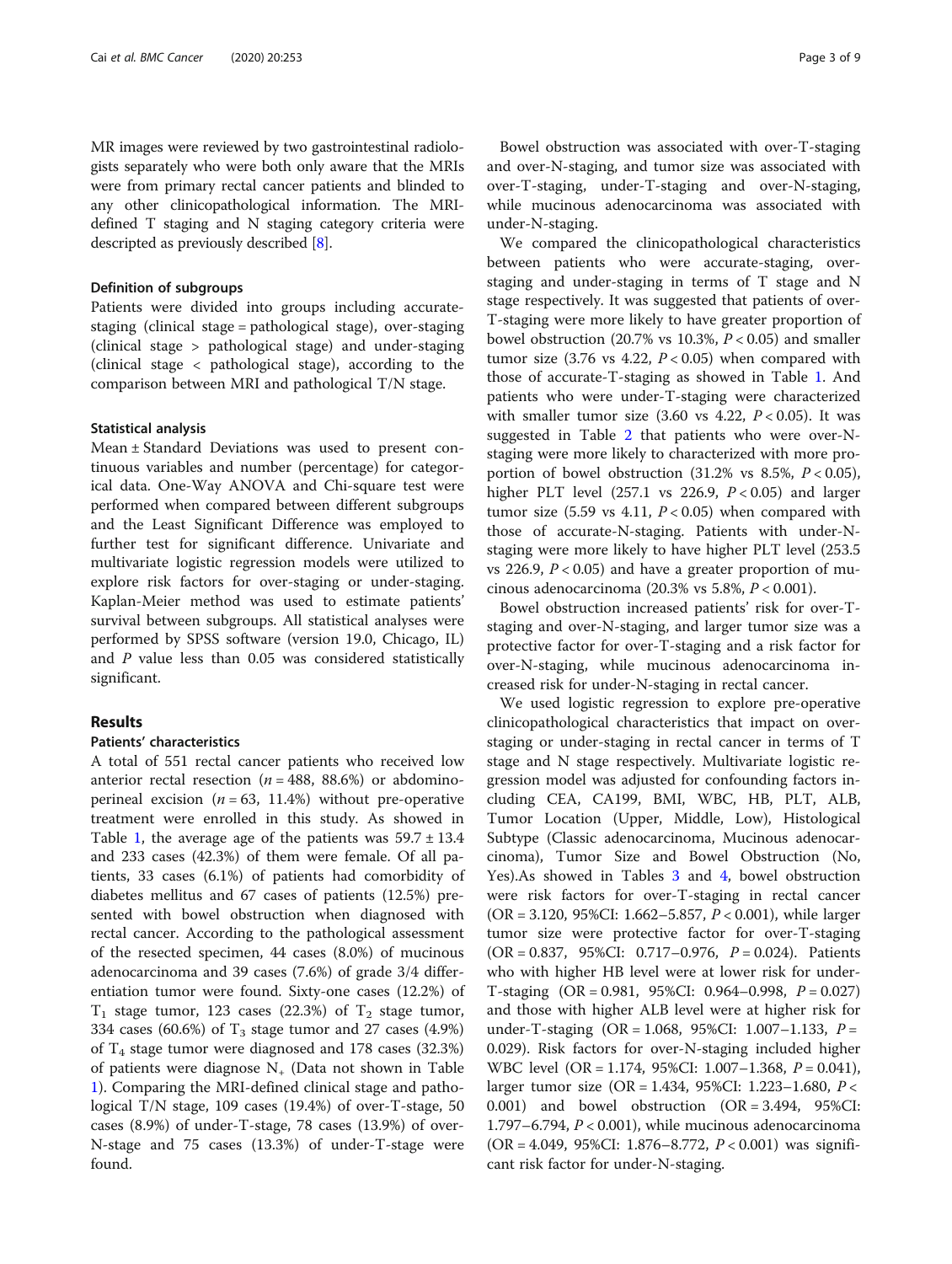MR images were reviewed by two gastrointestinal radiologists separately who were both only aware that the MRIs were from primary rectal cancer patients and blinded to any other clinicopathological information. The MRI-defined T staging and N staging category criteria were descripted as previously described [8].

### Definition of subgroups

Patients were divided into groups including accurate-staging (clinical stage = pathological stage), over-staging (clinical stage > pathological stage) and under-staging (clinical stage < pathological stage), according to the comparison between MRI and pathological T/N stage.

### Statistical analysis

Mean ± Standard Deviations was used to present continuous variables and number (percentage) for categorical data. One-Way ANOVA and Chi-square test were performed when compared between different subgroups and the Least Significant Difference was employed to further test for significant difference. Univariate and multivariate logistic regression models were utilized to explore risk factors for over-staging or under-staging. Kaplan-Meier method was used to estimate patients' survival between subgroups. All statistical analyses were performed by SPSS software (version 19.0, Chicago, IL) and $P$ value less than 0.05 was considered statistically significant.

## Results

### Patients' characteristics

A total of 551 rectal cancer patients who received low anterior rectal resection ($n = 488$, 88.6%) or abdominoperineal excision ($n = 63$, 11.4%) without pre-operative treatment were enrolled in this study. As showed in Table 1, the average age of the patients was 59.7 ± 13.4 and 233 cases (42.3%) of them were female. Of all patients, 33 cases (6.1%) of patients had comorbidity of diabetes mellitus and 67 cases of patients (12.5%) presented with bowel obstruction when diagnosed with rectal cancer. According to the pathological assessment of the resected specimen, 44 cases (8.0%) of mucinous adenocarcinoma and 39 cases (7.6%) of grade 3/4 differentiation tumor were found. Sixty-one cases (12.2%) of $T_1$ stage tumor, 123 cases (22.3%) of $T_2$ stage tumor, 334 cases (60.6%) of $T_3$ stage tumor and 27 cases (4.9%) of $T_4$ stage tumor were diagnosed and 178 cases (32.3%) of patients were diagnose $N_+$ (Data not shown in Table 1). Comparing the MRI-defined clinical stage and pathological T/N stage, 109 cases (19.4%) of over-T-stage, 50 cases (8.9%) of under-T-stage, 78 cases (13.9%) of over-N-stage and 75 cases (13.3%) of under-T-stage were found.

Bowel obstruction was associated with over-T-staging and over-N-staging, and tumor size was associated with over-T-staging, under-T-staging and over-N-staging, while mucinous adenocarcinoma was associated with under-N-staging.

We compared the clinicopathological characteristics between patients who were accurate-staging, over-staging and under-staging in terms of T stage and N stage respectively. It was suggested that patients of over-T-staging were more likely to have greater proportion of bowel obstruction (20.7% vs 10.3%, $P < 0.05$) and smaller tumor size (3.76 vs 4.22, $P < 0.05$) when compared with those of accurate-T-staging as showed in Table 1. And patients who were under-T-staging were characterized with smaller tumor size (3.60 vs 4.22, $P < 0.05$). It was suggested in Table 2 that patients who were over-N-staging were more likely to characterized with more proportion of bowel obstruction (31.2% vs 8.5%, $P < 0.05$), higher PLT level (257.1 vs 226.9, $P < 0.05$) and larger tumor size (5.59 vs 4.11, $P < 0.05$) when compared with those of accurate-N-staging. Patients with under-N-staging were more likely to have higher PLT level (253.5 vs 226.9, $P < 0.05$) and have a greater proportion of mucinous adenocarcinoma (20.3% vs 5.8%, $P < 0.001$).

Bowel obstruction increased patients' risk for over-T-staging and over-N-staging, and larger tumor size was a protective factor for over-T-staging and a risk factor for over-N-staging, while mucinous adenocarcinoma increased risk for under-N-staging in rectal cancer.

We used logistic regression to explore pre-operative clinicopathological characteristics that impact on over-staging or under-staging in rectal cancer in terms of T stage and N stage respectively. Multivariate logistic regression model was adjusted for confounding factors including CEA, CA199, BMI, WBC, HB, PLT, ALB, Tumor Location (Upper, Middle, Low), Histological Subtype (Classic adenocarcinoma, Mucinous adenocarcinoma), Tumor Size and Bowel Obstruction (No, Yes).As showed in Tables 3 and 4, bowel obstruction were risk factors for over-T-staging in rectal cancer (OR = 3.120, 95%CI: 1.662–5.857, $P < 0.001$), while larger tumor size were protective factor for over-T-staging (OR = 0.837, 95%CI: 0.717–0.976, $P = 0.024$). Patients who with higher HB level were at lower risk for under-T-staging (OR = 0.981, 95%CI: 0.964–0.998, $P = 0.027$) and those with higher ALB level were at higher risk for under-T-staging (OR = 1.068, 95%CI: 1.007–1.133, $P = 0.029$). Risk factors for over-N-staging included higher WBC level (OR = 1.174, 95%CI: 1.007–1.368, $P = 0.041$), larger tumor size (OR = 1.434, 95%CI: 1.223–1.680, $P < 0.001$) and bowel obstruction (OR = 3.494, 95%CI: 1.797–6.794, $P < 0.001$), while mucinous adenocarcinoma (OR = 4.049, 95%CI: 1.876–8.772, $P < 0.001$) was significant risk factor for under-N-staging.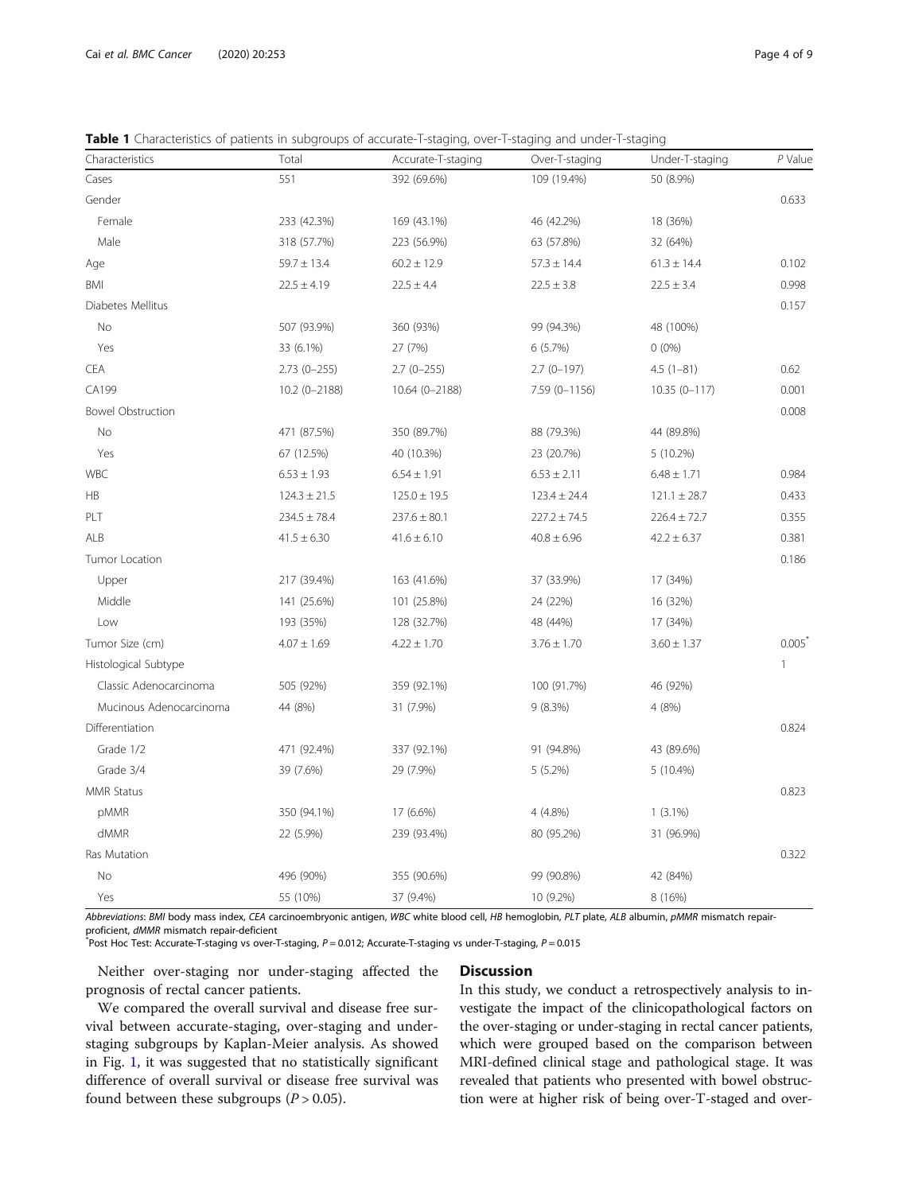**Table 1** Characteristics of patients in subgroups of accurate-T-staging, over-T-staging and under-T-staging

| Characteristics | Total | Accurate-T-staging | Over-T-staging | Under-T-staging | *P* Value |
|---|---|---|---|---|---|
| Cases | 551 | 392 (69.6%) | 109 (19.4%) | 50 (8.9%) | |
| Gender | | | | | 0.633 |
| Female | 233 (42.3%) | 169 (43.1%) | 46 (42.2%) | 18 (36%) | |
| Male | 318 (57.7%) | 223 (56.9%) | 63 (57.8%) | 32 (64%) | |
| Age | 59.7 ± 13.4 | 60.2 ± 12.9 | 57.3 ± 14.4 | 61.3 ± 14.4 | 0.102 |
| BMI | 22.5 ± 4.19 | 22.5 ± 4.4 | 22.5 ± 3.8 | 22.5 ± 3.4 | 0.998 |
| Diabetes Mellitus | | | | | 0.157 |
| No | 507 (93.9%) | 360 (93%) | 99 (94.3%) | 48 (100%) | |
| Yes | 33 (6.1%) | 27 (7%) | 6 (5.7%) | 0 (0%) | |
| CEA | 2.73 (0–255) | 2.7 (0–255) | 2.7 (0–197) | 4.5 (1–81) | 0.62 |
| CA199 | 10.2 (0–2188) | 10.64 (0–2188) | 7.59 (0–1156) | 10.35 (0–117) | 0.001 |
| Bowel Obstruction | | | | | 0.008 |
| No | 471 (87.5%) | 350 (89.7%) | 88 (79.3%) | 44 (89.8%) | |
| Yes | 67 (12.5%) | 40 (10.3%) | 23 (20.7%) | 5 (10.2%) | |
| WBC | 6.53 ± 1.93 | 6.54 ± 1.91 | 6.53 ± 2.11 | 6.48 ± 1.71 | 0.984 |
| HB | 124.3 ± 21.5 | 125.0 ± 19.5 | 123.4 ± 24.4 | 121.1 ± 28.7 | 0.433 |
| PLT | 234.5 ± 78.4 | 237.6 ± 80.1 | 227.2 ± 74.5 | 226.4 ± 72.7 | 0.355 |
| ALB | 41.5 ± 6.30 | 41.6 ± 6.10 | 40.8 ± 6.96 | 42.2 ± 6.37 | 0.381 |
| Tumor Location | | | | | 0.186 |
| Upper | 217 (39.4%) | 163 (41.6%) | 37 (33.9%) | 17 (34%) | |
| Middle | 141 (25.6%) | 101 (25.8%) | 24 (22%) | 16 (32%) | |
| Low | 193 (35%) | 128 (32.7%) | 48 (44%) | 17 (34%) | |
| Tumor Size (cm) | 4.07 ± 1.69 | 4.22 ± 1.70 | 3.76 ± 1.70 | 3.60 ± 1.37 | 0.005* |
| Histological Subtype | | | | | 1 |
| Classic Adenocarcinoma | 505 (92%) | 359 (92.1%) | 100 (91.7%) | 46 (92%) | |
| Mucinous Adenocarcinoma | 44 (8%) | 31 (7.9%) | 9 (8.3%) | 4 (8%) | |
| Differentiation | | | | | 0.824 |
| Grade 1/2 | 471 (92.4%) | 337 (92.1%) | 91 (94.8%) | 43 (89.6%) | |
| Grade 3/4 | 39 (7.6%) | 29 (7.9%) | 5 (5.2%) | 5 (10.4%) | |
| MMR Status | | | | | 0.823 |
| pMMR | 350 (94.1%) | 17 (6.6%) | 4 (4.8%) | 1 (3.1%) | |
| dMMR | 22 (5.9%) | 239 (93.4%) | 80 (95.2%) | 31 (96.9%) | |
| Ras Mutation | | | | | 0.322 |
| No | 496 (90%) | 355 (90.6%) | 99 (90.8%) | 42 (84%) | |
| Yes | 55 (10%) | 37 (9.4%) | 10 (9.2%) | 8 (16%) | |

*Abbreviations*: *BMI* body mass index, *CEA* carcinoembryonic antigen, *WBC* white blood cell, *HB* hemoglobin, *PLT* plate, *ALB* albumin, *pMMR* mismatch repair-proficient, *dMMR* mismatch repair-deficient

*Post Hoc Test: Accurate-T-staging vs over-T-staging, $P = 0.012$; Accurate-T-staging vs under-T-staging, $P = 0.015$

Neither over-staging nor under-staging affected the prognosis of rectal cancer patients.

We compared the overall survival and disease free survival between accurate-staging, over-staging and under-staging subgroups by Kaplan-Meier analysis. As showed in Fig. 1, it was suggested that no statistically significant difference of overall survival or disease free survival was found between these subgroups ($P > 0.05$).

## Discussion

In this study, we conduct a retrospectively analysis to investigate the impact of the clinicopathological factors on the over-staging or under-staging in rectal cancer patients, which were grouped based on the comparison between MRI-defined clinical stage and pathological stage. It was revealed that patients who presented with bowel obstruction were at higher risk of being over-T-staged and over-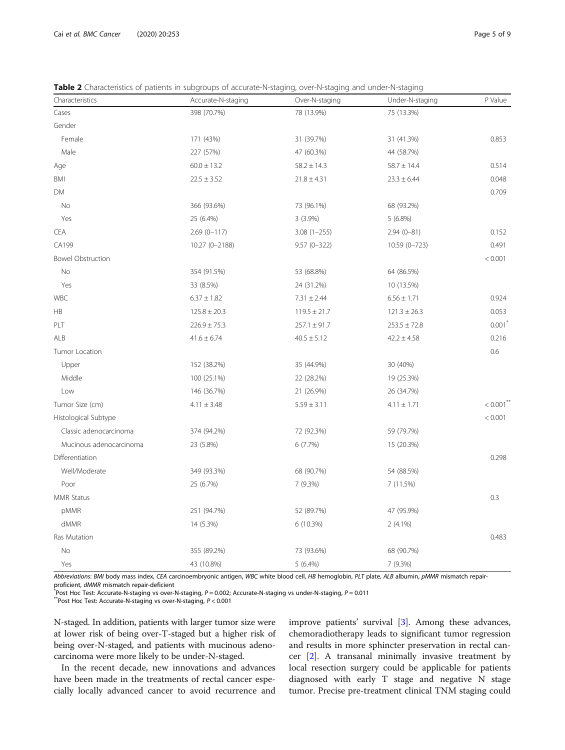**Table 2** Characteristics of patients in subgroups of accurate-N-staging, over-N-staging and under-N-staging

| Characteristics | Accurate-N-staging | Over-N-staging | Under-N-staging | *P* Value |
|---|---|---|---|---|
| Cases | 398 (70.7%) | 78 (13.9%) | 75 (13.3%) | |
| Gender | | | | |
| Female | 171 (43%) | 31 (39.7%) | 31 (41.3%) | 0.853 |
| Male | 227 (57%) | 47 (60.3%) | 44 (58.7%) | |
| Age | 60.0 ± 13.2 | 58.2 ± 14.3 | 58.7 ± 14.4 | 0.514 |
| BMI | 22.5 ± 3.52 | 21.8 ± 4.31 | 23.3 ± 6.44 | 0.048 |
| DM | | | | 0.709 |
| No | 366 (93.6%) | 73 (96.1%) | 68 (93.2%) | |
| Yes | 25 (6.4%) | 3 (3.9%) | 5 (6.8%) | |
| CEA | 2.69 (0–117) | 3.08 (1–255) | 2.94 (0–81) | 0.152 |
| CA199 | 10.27 (0–2188) | 9.57 (0–322) | 10.59 (0–723) | 0.491 |
| Bowel Obstruction | | | | < 0.001 |
| No | 354 (91.5%) | 53 (68.8%) | 64 (86.5%) | |
| Yes | 33 (8.5%) | 24 (31.2%) | 10 (13.5%) | |
| WBC | 6.37 ± 1.82 | 7.31 ± 2.44 | 6.56 ± 1.71 | 0.924 |
| HB | 125.8 ± 20.3 | 119.5 ± 21.7 | 121.3 ± 26.3 | 0.053 |
| PLT | 226.9 ± 75.3 | 257.1 ± 91.7 | 253.5 ± 72.8 | 0.001* |
| ALB | 41.6 ± 6.74 | 40.5 ± 5.12 | 42.2 ± 4.58 | 0.216 |
| Tumor Location | | | | 0.6 |
| Upper | 152 (38.2%) | 35 (44.9%) | 30 (40%) | |
| Middle | 100 (25.1%) | 22 (28.2%) | 19 (25.3%) | |
| Low | 146 (36.7%) | 21 (26.9%) | 26 (34.7%) | |
| Tumor Size (cm) | 4.11 ± 3.48 | 5.59 ± 3.11 | 4.11 ± 1.71 | < 0.001** |
| Histological Subtype | | | | < 0.001 |
| Classic adenocarcinoma | 374 (94.2%) | 72 (92.3%) | 59 (79.7%) | |
| Mucinous adenocarcinoma | 23 (5.8%) | 6 (7.7%) | 15 (20.3%) | |
| Differentiation | | | | 0.298 |
| Well/Moderate | 349 (93.3%) | 68 (90.7%) | 54 (88.5%) | |
| Poor | 25 (6.7%) | 7 (9.3%) | 7 (11.5%) | |
| MMR Status | | | | 0.3 |
| pMMR | 251 (94.7%) | 52 (89.7%) | 47 (95.9%) | |
| dMMR | 14 (5.3%) | 6 (10.3%) | 2 (4.1%) | |
| Ras Mutation | | | | 0.483 |
| No | 355 (89.2%) | 73 (93.6%) | 68 (90.7%) | |
| Yes | 43 (10.8%) | 5 (6.4%) | 7 (9.3%) | |

*Abbreviations*: *BMI* body mass index, *CEA* carcinoembryonic antigen, *WBC* white blood cell, *HB* hemoglobin, *PLT* plate, *ALB* albumin, *pMMR* mismatch repair-proficient, *dMMR* mismatch repair-deficient

*Post Hoc Test: Accurate-N-staging vs over-N-staging, $P = 0.002$; Accurate-N-staging vs under-N-staging, $P = 0.011$

**Post Hoc Test: Accurate-N-staging vs over-N-staging, $P < 0.001$

N-staged. In addition, patients with larger tumor size were at lower risk of being over-T-staged but a higher risk of being over-N-staged, and patients with mucinous adenocarcinoma were more likely to be under-N-staged.

In the recent decade, new innovations and advances have been made in the treatments of rectal cancer especially locally advanced cancer to avoid recurrence and improve patients' survival [3]. Among these advances, chemoradiotherapy leads to significant tumor regression and results in more sphincter preservation in rectal cancer [2]. A transanal minimally invasive treatment by local resection surgery could be applicable for patients diagnosed with early T stage and negative N stage tumor. Precise pre-treatment clinical TNM staging could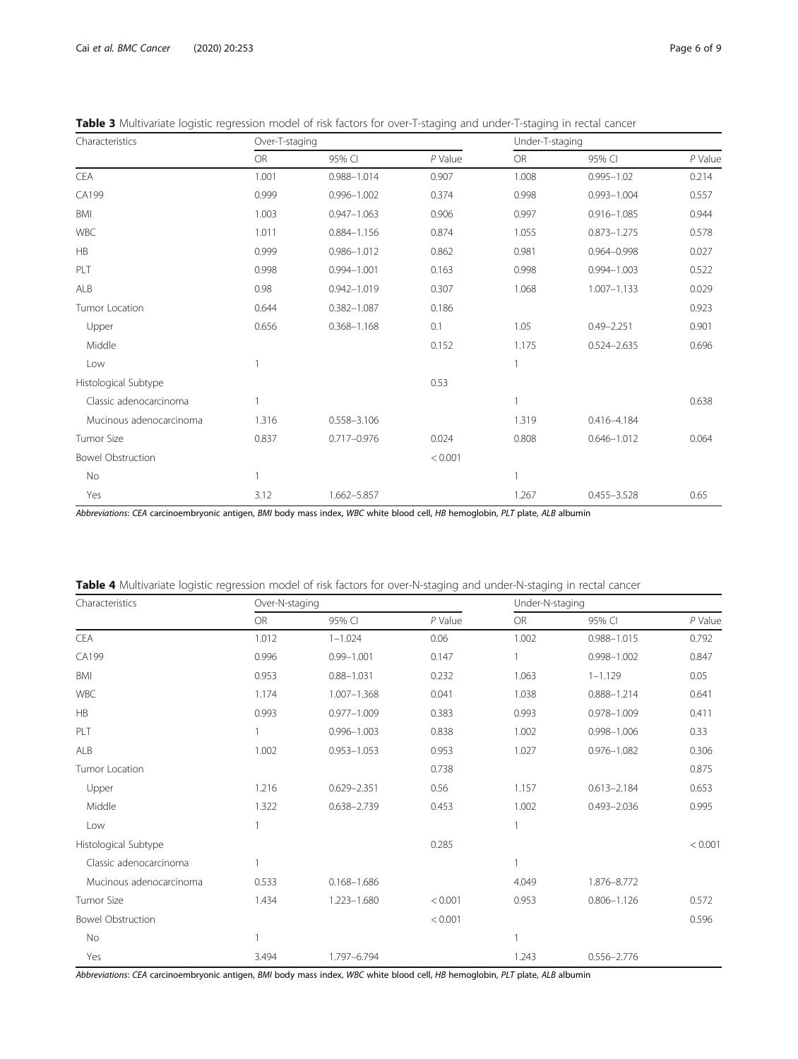**Table 3** Multivariate logistic regression model of risk factors for over-T-staging and under-T-staging in rectal cancer

| Characteristics | Over-T-staging | | | Under-T-staging | | |
|---|---|---|---|---|---|---|
| | OR | 95% CI | *P* Value | OR | 95% CI | *P* Value |
| CEA | 1.001 | 0.988–1.014 | 0.907 | 1.008 | 0.995–1.02 | 0.214 |
| CA199 | 0.999 | 0.996–1.002 | 0.374 | 0.998 | 0.993–1.004 | 0.557 |
| BMI | 1.003 | 0.947–1.063 | 0.906 | 0.997 | 0.916–1.085 | 0.944 |
| WBC | 1.011 | 0.884–1.156 | 0.874 | 1.055 | 0.873–1.275 | 0.578 |
| HB | 0.999 | 0.986–1.012 | 0.862 | 0.981 | 0.964–0.998 | 0.027 |
| PLT | 0.998 | 0.994–1.001 | 0.163 | 0.998 | 0.994–1.003 | 0.522 |
| ALB | 0.98 | 0.942–1.019 | 0.307 | 1.068 | 1.007–1.133 | 0.029 |
| Tumor Location | 0.644 | 0.382–1.087 | 0.186 | | | 0.923 |
| Upper | 0.656 | 0.368–1.168 | 0.1 | 1.05 | 0.49–2.251 | 0.901 |
| Middle | | | 0.152 | 1.175 | 0.524–2.635 | 0.696 |
| Low | 1 | | | 1 | | |
| Histological Subtype | | | 0.53 | | | |
| Classic adenocarcinoma | 1 | | | 1 | | 0.638 |
| Mucinous adenocarcinoma | 1.316 | 0.558–3.106 | | 1.319 | 0.416–4.184 | |
| Tumor Size | 0.837 | 0.717–0.976 | 0.024 | 0.808 | 0.646–1.012 | 0.064 |
| Bowel Obstruction | | | < 0.001 | | | |
| No | 1 | | | 1 | | |
| Yes | 3.12 | 1.662–5.857 | | 1.267 | 0.455–3.528 | 0.65 |

*Abbreviations*: *CEA* carcinoembryonic antigen, *BMI* body mass index, *WBC* white blood cell, *HB* hemoglobin, *PLT* plate, *ALB* albumin

**Table 4** Multivariate logistic regression model of risk factors for over-N-staging and under-N-staging in rectal cancer

| Characteristics | Over-N-staging | | | Under-N-staging | | |
|---|---|---|---|---|---|---|
| | OR | 95% CI | *P* Value | OR | 95% CI | *P* Value |
| CEA | 1.012 | 1–1.024 | 0.06 | 1.002 | 0.988–1.015 | 0.792 |
| CA199 | 0.996 | 0.99–1.001 | 0.147 | 1 | 0.998–1.002 | 0.847 |
| BMI | 0.953 | 0.88–1.031 | 0.232 | 1.063 | 1–1.129 | 0.05 |
| WBC | 1.174 | 1.007–1.368 | 0.041 | 1.038 | 0.888–1.214 | 0.641 |
| HB | 0.993 | 0.977–1.009 | 0.383 | 0.993 | 0.978–1.009 | 0.411 |
| PLT | 1 | 0.996–1.003 | 0.838 | 1.002 | 0.998–1.006 | 0.33 |
| ALB | 1.002 | 0.953–1.053 | 0.953 | 1.027 | 0.976–1.082 | 0.306 |
| Tumor Location | | | 0.738 | | | 0.875 |
| Upper | 1.216 | 0.629–2.351 | 0.56 | 1.157 | 0.613–2.184 | 0.653 |
| Middle | 1.322 | 0.638–2.739 | 0.453 | 1.002 | 0.493–2.036 | 0.995 |
| Low | 1 | | | 1 | | |
| Histological Subtype | | | 0.285 | | | < 0.001 |
| Classic adenocarcinoma | 1 | | | 1 | | |
| Mucinous adenocarcinoma | 0.533 | 0.168–1.686 | | 4.049 | 1.876–8.772 | |
| Tumor Size | 1.434 | 1.223–1.680 | < 0.001 | 0.953 | 0.806–1.126 | 0.572 |
| Bowel Obstruction | | | < 0.001 | | | 0.596 |
| No | 1 | | | 1 | | |
| Yes | 3.494 | 1.797–6.794 | | 1.243 | 0.556–2.776 | |

*Abbreviations*: *CEA* carcinoembryonic antigen, *BMI* body mass index, *WBC* white blood cell, *HB* hemoglobin, *PLT* plate, *ALB* albumin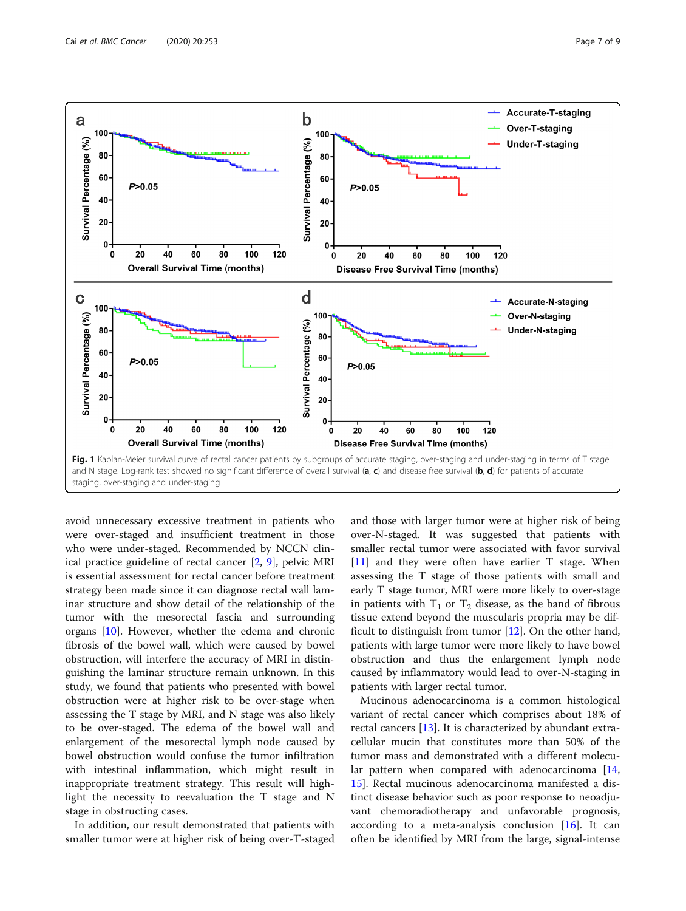a

Survival Percentage (%)

P>0.05

Overall Survival Time (months)

b

Accurate-T-staging

Over-T-staging

Under-T-staging

Survival Percentage (%)

P>0.05

Disease Free Survival Time (months)

c

Survival Percentage (%)

P>0.05

Overall Survival Time (months)

d

Accurate-N-staging

Over-N-staging

Under-N-staging

Survival Percentage (%)

P>0.05

Disease Free Survival Time (months)

**Fig. 1** Kaplan-Meier survival curve of rectal cancer patients by subgroups of accurate staging, over-staging and under-staging in terms of T stage and N stage. Log-rank test showed no significant difference of overall survival (**a**, **c**) and disease free survival (**b**, **d**) for patients of accurate staging, over-staging and under-staging

avoid unnecessary excessive treatment in patients who were over-staged and insufficient treatment in those who were under-staged. Recommended by NCCN clinical practice guideline of rectal cancer [2, 9], pelvic MRI is essential assessment for rectal cancer before treatment strategy been made since it can diagnose rectal wall laminar structure and show detail of the relationship of the tumor with the mesorectal fascia and surrounding organs [10]. However, whether the edema and chronic fibrosis of the bowel wall, which were caused by bowel obstruction, will interfere the accuracy of MRI in distinguishing the laminar structure remain unknown. In this study, we found that patients who presented with bowel obstruction were at higher risk to be over-stage when assessing the T stage by MRI, and N stage was also likely to be over-staged. The edema of the bowel wall and enlargement of the mesorectal lymph node caused by bowel obstruction would confuse the tumor infiltration with intestinal inflammation, which might result in inappropriate treatment strategy. This result will highlight the necessity to reevaluation the T stage and N stage in obstructing cases.

In addition, our result demonstrated that patients with smaller tumor were at higher risk of being over-T-staged and those with larger tumor were at higher risk of being over-N-staged. It was suggested that patients with smaller rectal tumor were associated with favor survival [11] and they were often have earlier T stage. When assessing the T stage of those patients with small and early T stage tumor, MRI were more likely to over-stage in patients with $T_1$ or $T_2$ disease, as the band of fibrous tissue extend beyond the muscularis propria may be difficult to distinguish from tumor [12]. On the other hand, patients with large tumor were more likely to have bowel obstruction and thus the enlargement lymph node caused by inflammatory would lead to over-N-staging in patients with larger rectal tumor.

Mucinous adenocarcinoma is a common histological variant of rectal cancer which comprises about 18% of rectal cancers [13]. It is characterized by abundant extracellular mucin that constitutes more than 50% of the tumor mass and demonstrated with a different molecular pattern when compared with adenocarcinoma [14, 15]. Rectal mucinous adenocarcinoma manifested a distinct disease behavior such as poor response to neoadjuvant chemoradiotherapy and unfavorable prognosis, according to a meta-analysis conclusion [16]. It can often be identified by MRI from the large, signal-intense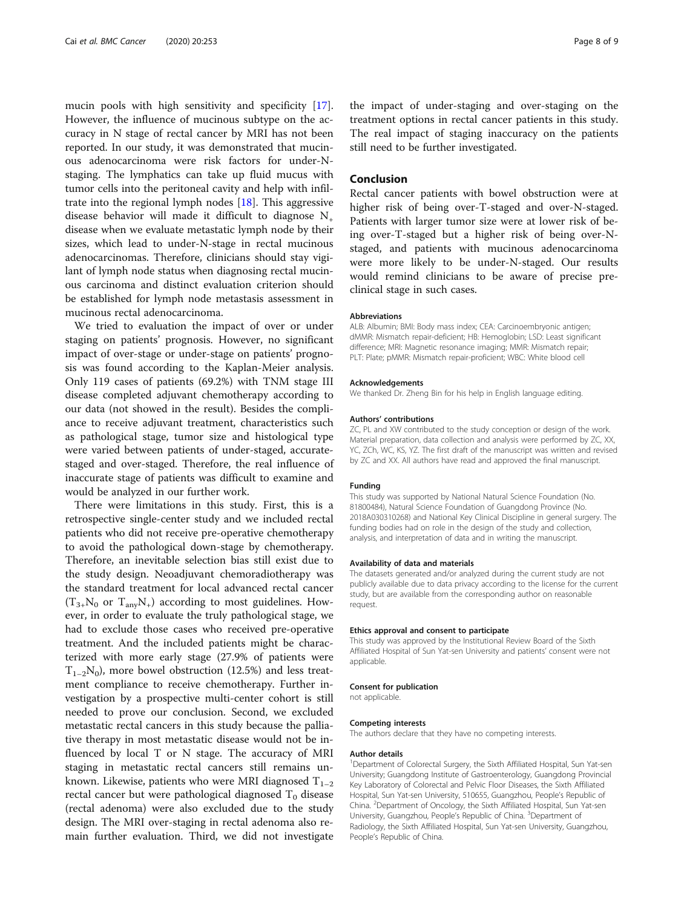mucin pools with high sensitivity and specificity [17]. However, the influence of mucinous subtype on the accuracy in N stage of rectal cancer by MRI has not been reported. In our study, it was demonstrated that mucinous adenocarcinoma were risk factors for under-N-staging. The lymphatics can take up fluid mucus with tumor cells into the peritoneal cavity and help with infiltrate into the regional lymph nodes [18]. This aggressive disease behavior will made it difficult to diagnose $N_+$ disease when we evaluate metastatic lymph node by their sizes, which lead to under-N-stage in rectal mucinous adenocarcinomas. Therefore, clinicians should stay vigilant of lymph node status when diagnosing rectal mucinous carcinoma and distinct evaluation criterion should be established for lymph node metastasis assessment in mucinous rectal adenocarcinoma.

We tried to evaluation the impact of over or under staging on patients' prognosis. However, no significant impact of over-stage or under-stage on patients' prognosis was found according to the Kaplan-Meier analysis. Only 119 cases of patients (69.2%) with TNM stage III disease completed adjuvant chemotherapy according to our data (not showed in the result). Besides the compliance to receive adjuvant treatment, characteristics such as pathological stage, tumor size and histological type were varied between patients of under-staged, accurate-staged and over-staged. Therefore, the real influence of inaccurate stage of patients was difficult to examine and would be analyzed in our further work.

There were limitations in this study. First, this is a retrospective single-center study and we included rectal patients who did not receive pre-operative chemotherapy to avoid the pathological down-stage by chemotherapy. Therefore, an inevitable selection bias still exist due to the study design. Neoadjuvant chemoradiotherapy was the standard treatment for local advanced rectal cancer ($T_{3+}N_0$ or $T_{any}N_+$) according to most guidelines. However, in order to evaluate the truly pathological stage, we had to exclude those cases who received pre-operative treatment. And the included patients might be characterized with more early stage (27.9% of patients were $T_{1-2}N_0$), more bowel obstruction (12.5%) and less treatment compliance to receive chemotherapy. Further investigation by a prospective multi-center cohort is still needed to prove our conclusion. Second, we excluded metastatic rectal cancers in this study because the palliative therapy in most metastatic disease would not be influenced by local T or N stage. The accuracy of MRI staging in metastatic rectal cancers still remains unknown. Likewise, patients who were MRI diagnosed $T_{1-2}$ rectal cancer but were pathological diagnosed $T_0$ disease (rectal adenoma) were also excluded due to the study design. The MRI over-staging in rectal adenoma also remain further evaluation. Third, we did not investigate the impact of under-staging and over-staging on the treatment options in rectal cancer patients in this study. The real impact of staging inaccuracy on the patients still need to be further investigated.

## Conclusion

Rectal cancer patients with bowel obstruction were at higher risk of being over-T-staged and over-N-staged. Patients with larger tumor size were at lower risk of being over-T-staged but a higher risk of being over-N-staged, and patients with mucinous adenocarcinoma were more likely to be under-N-staged. Our results would remind clinicians to be aware of precise preclinical stage in such cases.

#### Abbreviations

ALB: Albumin; BMI: Body mass index; CEA: Carcinoembryonic antigen; dMMR: Mismatch repair-deficient; HB: Hemoglobin; LSD: Least significant difference; MRI: Magnetic resonance imaging; MMR: Mismatch repair; PLT: Plate; pMMR: Mismatch repair-proficient; WBC: White blood cell

#### Acknowledgements

We thanked Dr. Zheng Bin for his help in English language editing.

#### Authors' contributions

ZC, PL and XW contributed to the study conception or design of the work. Material preparation, data collection and analysis were performed by ZC, XX, YC, ZCh, WC, KS, YZ. The first draft of the manuscript was written and revised by ZC and XX. All authors have read and approved the final manuscript.

#### Funding

This study was supported by National Natural Science Foundation (No. 81800484), Natural Science Foundation of Guangdong Province (No. 2018A030310268) and National Key Clinical Discipline in general surgery. The funding bodies had on role in the design of the study and collection, analysis, and interpretation of data and in writing the manuscript.

#### Availability of data and materials

The datasets generated and/or analyzed during the current study are not publicly available due to data privacy according to the license for the current study, but are available from the corresponding author on reasonable request.

#### Ethics approval and consent to participate

This study was approved by the Institutional Review Board of the Sixth Affiliated Hospital of Sun Yat-sen University and patients' consent were not applicable.

#### Consent for publication

not applicable.

#### Competing interests

The authors declare that they have no competing interests.

#### Author details

[1]Department of Colorectal Surgery, the Sixth Affiliated Hospital, Sun Yat-sen University; Guangdong Institute of Gastroenterology, Guangdong Provincial Key Laboratory of Colorectal and Pelvic Floor Diseases, the Sixth Affiliated Hospital, Sun Yat-sen University, 510655, Guangzhou, People's Republic of China. [2]Department of Oncology, the Sixth Affiliated Hospital, Sun Yat-sen University, Guangzhou, People's Republic of China. [3]Department of Radiology, the Sixth Affiliated Hospital, Sun Yat-sen University, Guangzhou, People's Republic of China.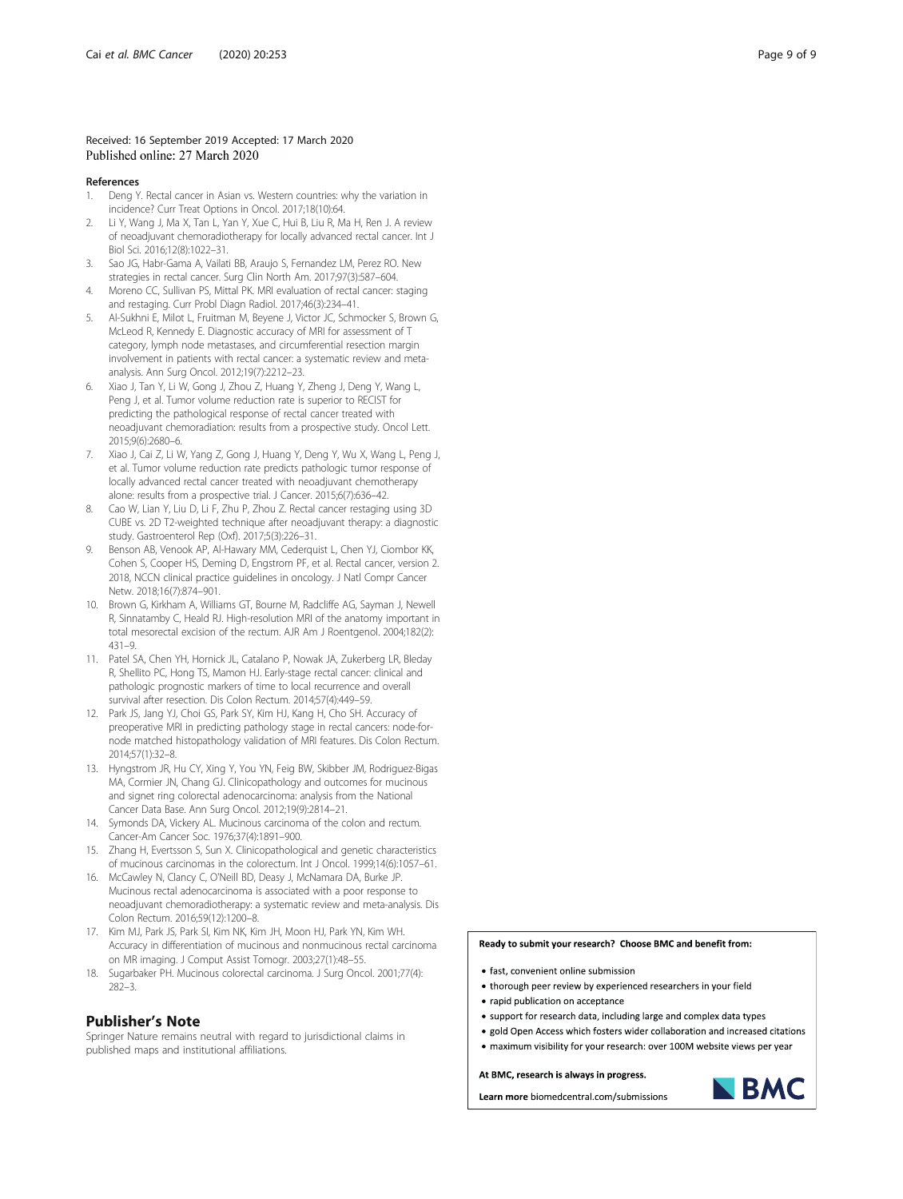Received: 16 September 2019 Accepted: 17 March 2020
Published online: 27 March 2020

## References

1. Deng Y. Rectal cancer in Asian vs. Western countries: why the variation in incidence? Curr Treat Options in Oncol. 2017;18(10):64.
2. Li Y, Wang J, Ma X, Tan L, Yan Y, Xue C, Hui B, Liu R, Ma H, Ren J. A review of neoadjuvant chemoradiotherapy for locally advanced rectal cancer. Int J Biol Sci. 2016;12(8):1022–31.
3. Sao JG, Habr-Gama A, Vailati BB, Araujo S, Fernandez LM, Perez RO. New strategies in rectal cancer. Surg Clin North Am. 2017;97(3):587–604.
4. Moreno CC, Sullivan PS, Mittal PK. MRI evaluation of rectal cancer: staging and restaging. Curr Probl Diagn Radiol. 2017;46(3):234–41.
5. Al-Sukhni E, Milot L, Fruitman M, Beyene J, Victor JC, Schmocker S, Brown G, McLeod R, Kennedy E. Diagnostic accuracy of MRI for assessment of T category, lymph node metastases, and circumferential resection margin involvement in patients with rectal cancer: a systematic review and meta-analysis. Ann Surg Oncol. 2012;19(7):2212–23.
6. Xiao J, Tan Y, Li W, Gong J, Zhou Z, Huang Y, Zheng J, Deng Y, Wang L, Peng J, et al. Tumor volume reduction rate is superior to RECIST for predicting the pathological response of rectal cancer treated with neoadjuvant chemoradiation: results from a prospective study. Oncol Lett. 2015;9(6):2680–6.
7. Xiao J, Cai Z, Li W, Yang Z, Gong J, Huang Y, Deng Y, Wu X, Wang L, Peng J, et al. Tumor volume reduction rate predicts pathologic tumor response of locally advanced rectal cancer treated with neoadjuvant chemotherapy alone: results from a prospective trial. J Cancer. 2015;6(7):636–42.
8. Cao W, Lian Y, Liu D, Li F, Zhu P, Zhou Z. Rectal cancer restaging using 3D CUBE vs. 2D T2-weighted technique after neoadjuvant therapy: a diagnostic study. Gastroenterol Rep (Oxf). 2017;5(3):226–31.
9. Benson AB, Venook AP, Al-Hawary MM, Cederquist L, Chen YJ, Ciombor KK, Cohen S, Cooper HS, Deming D, Engstrom PF, et al. Rectal cancer, version 2. 2018, NCCN clinical practice guidelines in oncology. J Natl Compr Cancer Netw. 2018;16(7):874–901.
10. Brown G, Kirkham A, Williams GT, Bourne M, Radcliffe AG, Sayman J, Newell R, Sinnatamby C, Heald RJ. High-resolution MRI of the anatomy important in total mesorectal excision of the rectum. AJR Am J Roentgenol. 2004;182(2):431–9.
11. Patel SA, Chen YH, Hornick JL, Catalano P, Nowak JA, Zukerberg LR, Bleday R, Shellito PC, Hong TS, Mamon HJ. Early-stage rectal cancer: clinical and pathologic prognostic markers of time to local recurrence and overall survival after resection. Dis Colon Rectum. 2014;57(4):449–59.
12. Park JS, Jang YJ, Choi GS, Park SY, Kim HJ, Kang H, Cho SH. Accuracy of preoperative MRI in predicting pathology stage in rectal cancers: node-for-node matched histopathology validation of MRI features. Dis Colon Rectum. 2014;57(1):32–8.
13. Hyngstrom JR, Hu CY, Xing Y, You YN, Feig BW, Skibber JM, Rodriguez-Bigas MA, Cormier JN, Chang GJ. Clinicopathology and outcomes for mucinous and signet ring colorectal adenocarcinoma: analysis from the National Cancer Data Base. Ann Surg Oncol. 2012;19(9):2814–21.
14. Symonds DA, Vickery AL. Mucinous carcinoma of the colon and rectum. Cancer-Am Cancer Soc. 1976;37(4):1891–900.
15. Zhang H, Evertsson S, Sun X. Clinicopathological and genetic characteristics of mucinous carcinomas in the colorectum. Int J Oncol. 1999;14(6):1057–61.
16. McCawley N, Clancy C, O'Neill BD, Deasy J, McNamara DA, Burke JP. Mucinous rectal adenocarcinoma is associated with a poor response to neoadjuvant chemoradiotherapy: a systematic review and meta-analysis. Dis Colon Rectum. 2016;59(12):1200–8.
17. Kim MJ, Park JS, Park SI, Kim NK, Kim JH, Moon HJ, Park YN, Kim WH. Accuracy in differentiation of mucinous and nonmucinous rectal carcinoma on MR imaging. J Comput Assist Tomogr. 2003;27(1):48–55.
18. Sugarbaker PH. Mucinous colorectal carcinoma. J Surg Oncol. 2001;77(4):282–3.

## Publisher's Note

Springer Nature remains neutral with regard to jurisdictional claims in published maps and institutional affiliations.

**Ready to submit your research? Choose BMC and benefit from:**

- fast, convenient online submission
- thorough peer review by experienced researchers in your field
- rapid publication on acceptance
- support for research data, including large and complex data types
- gold Open Access which fosters wider collaboration and increased citations
- maximum visibility for your research: over 100M website views per year

**At BMC, research is always in progress.**

**Learn more** biomedcentral.com/submissions